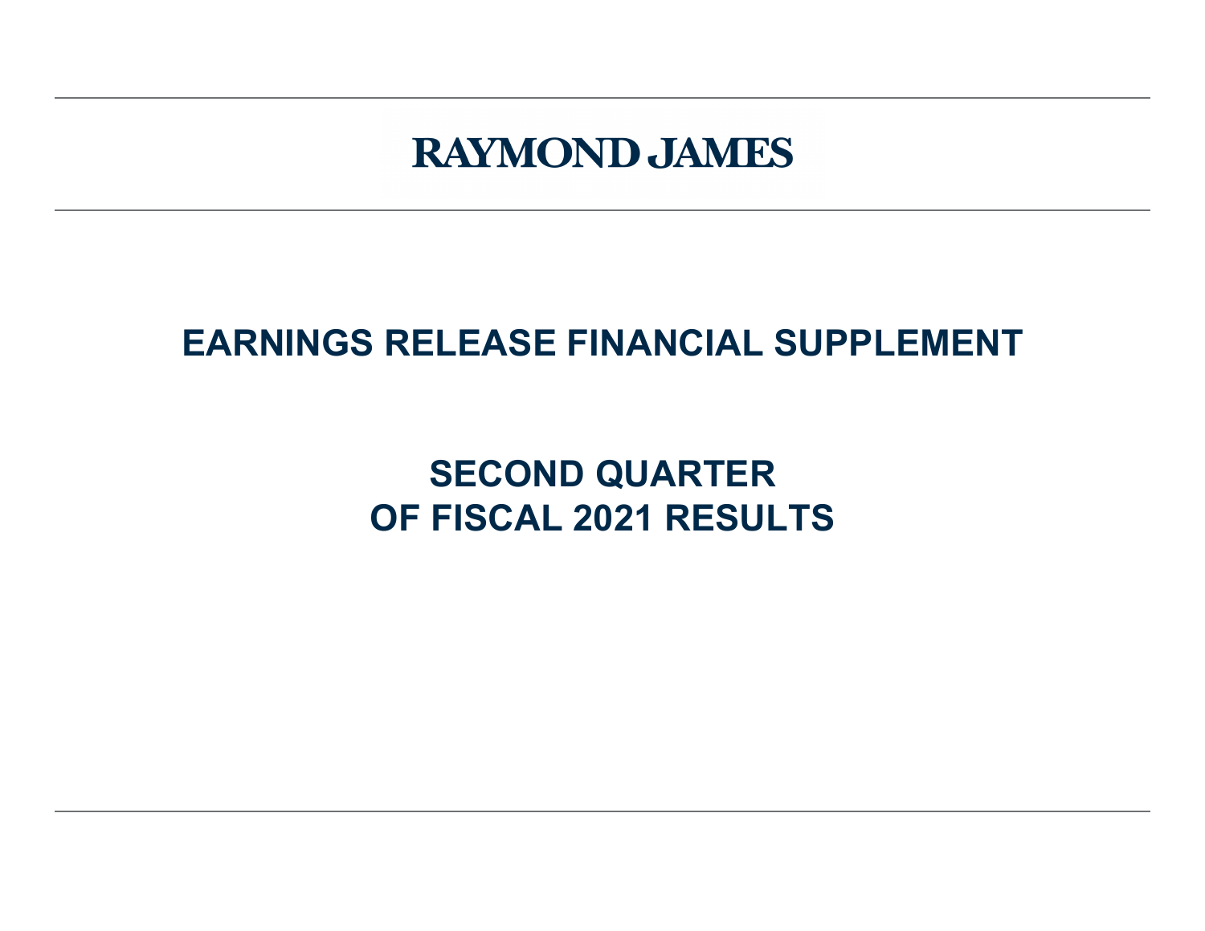# RAYMOND JAMES

## EARNINGS RELEASE FINANCIAL SUPPLEMENT

## SECOND QUARTER
## OF FISCAL 2021 RESULTS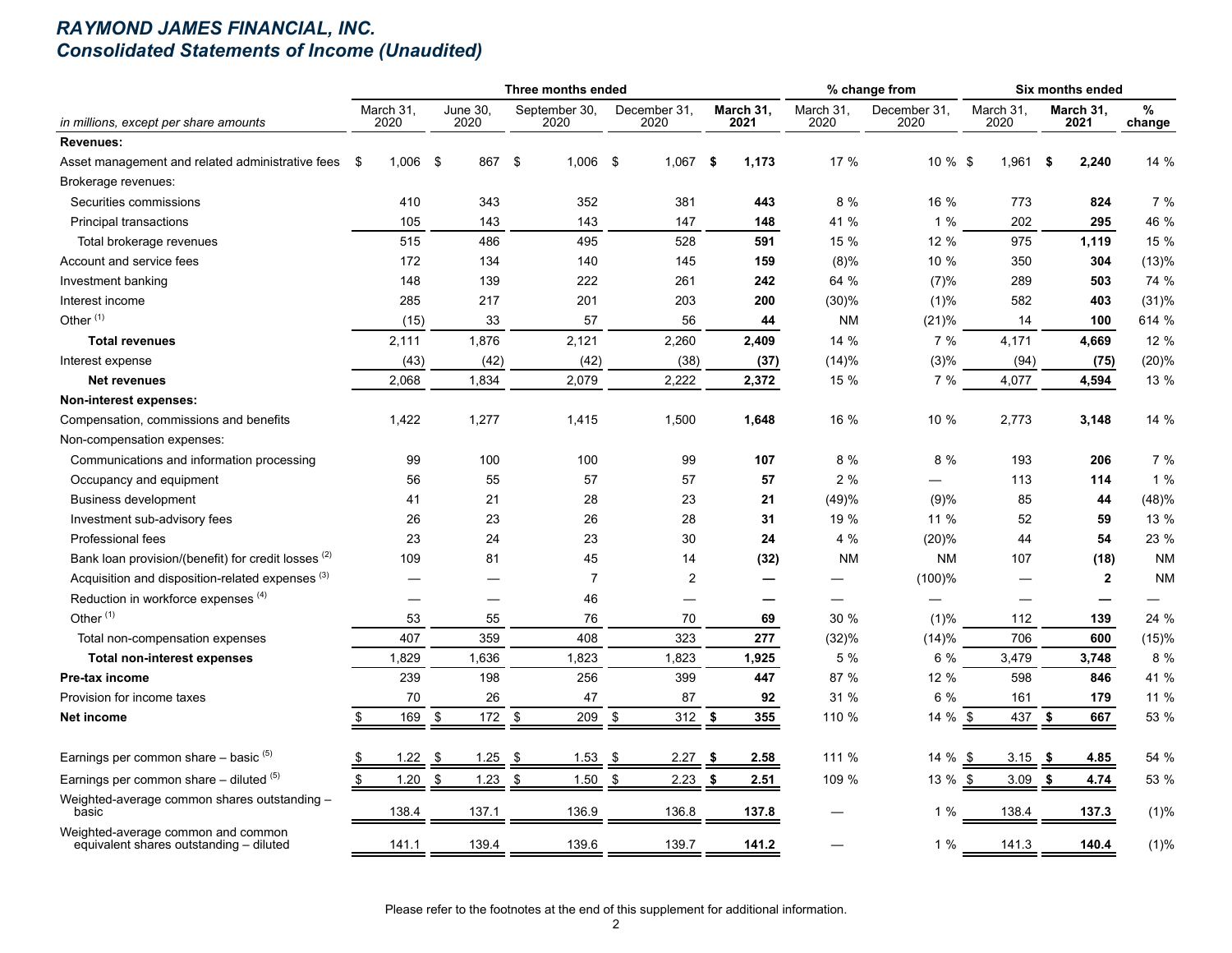# RAYMOND JAMES FINANCIAL, INC.
## Consolidated Statements of Income (Unaudited)

| | Three months ended | | | | | % change from | | Six months ended | | |
|---|---|---|---|---|---|---|---|---|---|---|
| in millions, except per share amounts | March 31, 2020 | June 30, 2020 | September 30, 2020 | December 31, 2020 | **March 31, 2021** | March 31, 2020 | December 31, 2020 | March 31, 2020 | **March 31, 2021** | % change |
| **Revenues:** | | | | | | | | | | |
| Asset management and related administrative fees | $ 1,006 | $ 867 | $ 1,006 | $ 1,067 | **$ 1,173** | 17 % | 10 % | $ 1,961 | **$ 2,240** | 14 % |
| Brokerage revenues: | | | | | | | | | | |
| Securities commissions | 410 | 343 | 352 | 381 | **443** | 8 % | 16 % | 773 | **824** | 7 % |
| Principal transactions | 105 | 143 | 143 | 147 | **148** | 41 % | 1 % | 202 | **295** | 46 % |
| Total brokerage revenues | 515 | 486 | 495 | 528 | **591** | 15 % | 12 % | 975 | **1,119** | 15 % |
| Account and service fees | 172 | 134 | 140 | 145 | **159** | (8)% | 10 % | 350 | **304** | (13)% |
| Investment banking | 148 | 139 | 222 | 261 | **242** | 64 % | (7)% | 289 | **503** | 74 % |
| Interest income | 285 | 217 | 201 | 203 | **200** | (30)% | (1)% | 582 | **403** | (31)% |
| Other [1] | (15) | 33 | 57 | 56 | **44** | NM | (21)% | 14 | **100** | 614 % |
| **Total revenues** | 2,111 | 1,876 | 2,121 | 2,260 | **2,409** | 14 % | 7 % | 4,171 | **4,669** | 12 % |
| Interest expense | (43) | (42) | (42) | (38) | **(37)** | (14)% | (3)% | (94) | **(75)** | (20)% |
| **Net revenues** | 2,068 | 1,834 | 2,079 | 2,222 | **2,372** | 15 % | 7 % | 4,077 | **4,594** | 13 % |
| **Non-interest expenses:** | | | | | | | | | | |
| Compensation, commissions and benefits | 1,422 | 1,277 | 1,415 | 1,500 | **1,648** | 16 % | 10 % | 2,773 | **3,148** | 14 % |
| Non-compensation expenses: | | | | | | | | | | |
| Communications and information processing | 99 | 100 | 100 | 99 | **107** | 8 % | 8 % | 193 | **206** | 7 % |
| Occupancy and equipment | 56 | 55 | 57 | 57 | **57** | 2 % | — | 113 | **114** | 1 % |
| Business development | 41 | 21 | 28 | 23 | **21** | (49)% | (9)% | 85 | **44** | (48)% |
| Investment sub-advisory fees | 26 | 23 | 26 | 28 | **31** | 19 % | 11 % | 52 | **59** | 13 % |
| Professional fees | 23 | 24 | 23 | 30 | **24** | 4 % | (20)% | 44 | **54** | 23 % |
| Bank loan provision/(benefit) for credit losses [2] | 109 | 81 | 45 | 14 | **(32)** | NM | NM | 107 | **(18)** | NM |
| Acquisition and disposition-related expenses [3] | — | — | 7 | 2 | **—** | — | (100)% | — | **2** | NM |
| Reduction in workforce expenses [4] | — | — | 46 | — | **—** | — | — | — | **—** | — |
| Other [1] | 53 | 55 | 76 | 70 | **69** | 30 % | (1)% | 112 | **139** | 24 % |
| Total non-compensation expenses | 407 | 359 | 408 | 323 | **277** | (32)% | (14)% | 706 | **600** | (15)% |
| **Total non-interest expenses** | 1,829 | 1,636 | 1,823 | 1,823 | **1,925** | 5 % | 6 % | 3,479 | **3,748** | 8 % |
| **Pre-tax income** | 239 | 198 | 256 | 399 | **447** | 87 % | 12 % | 598 | **846** | 41 % |
| Provision for income taxes | 70 | 26 | 47 | 87 | **92** | 31 % | 6 % | 161 | **179** | 11 % |
| **Net income** | $ 169 | $ 172 | $ 209 | $ 312 | **$ 355** | 110 % | 14 % | $ 437 | **$ 667** | 53 % |
| Earnings per common share – basic [5] | $ 1.22 | $ 1.25 | $ 1.53 | $ 2.27 | **$ 2.58** | 111 % | 14 % | $ 3.15 | **$ 4.85** | 54 % |
| Earnings per common share – diluted [5] | $ 1.20 | $ 1.23 | $ 1.50 | $ 2.23 | **$ 2.51** | 109 % | 13 % | $ 3.09 | **$ 4.74** | 53 % |
| Weighted-average common shares outstanding – basic | 138.4 | 137.1 | 136.9 | 136.8 | **137.8** | — | 1 % | 138.4 | **137.3** | (1)% |
| Weighted-average common and common equivalent shares outstanding – diluted | 141.1 | 139.4 | 139.6 | 139.7 | **141.2** | — | 1 % | 141.3 | **140.4** | (1)% |

Please refer to the footnotes at the end of this supplement for additional information.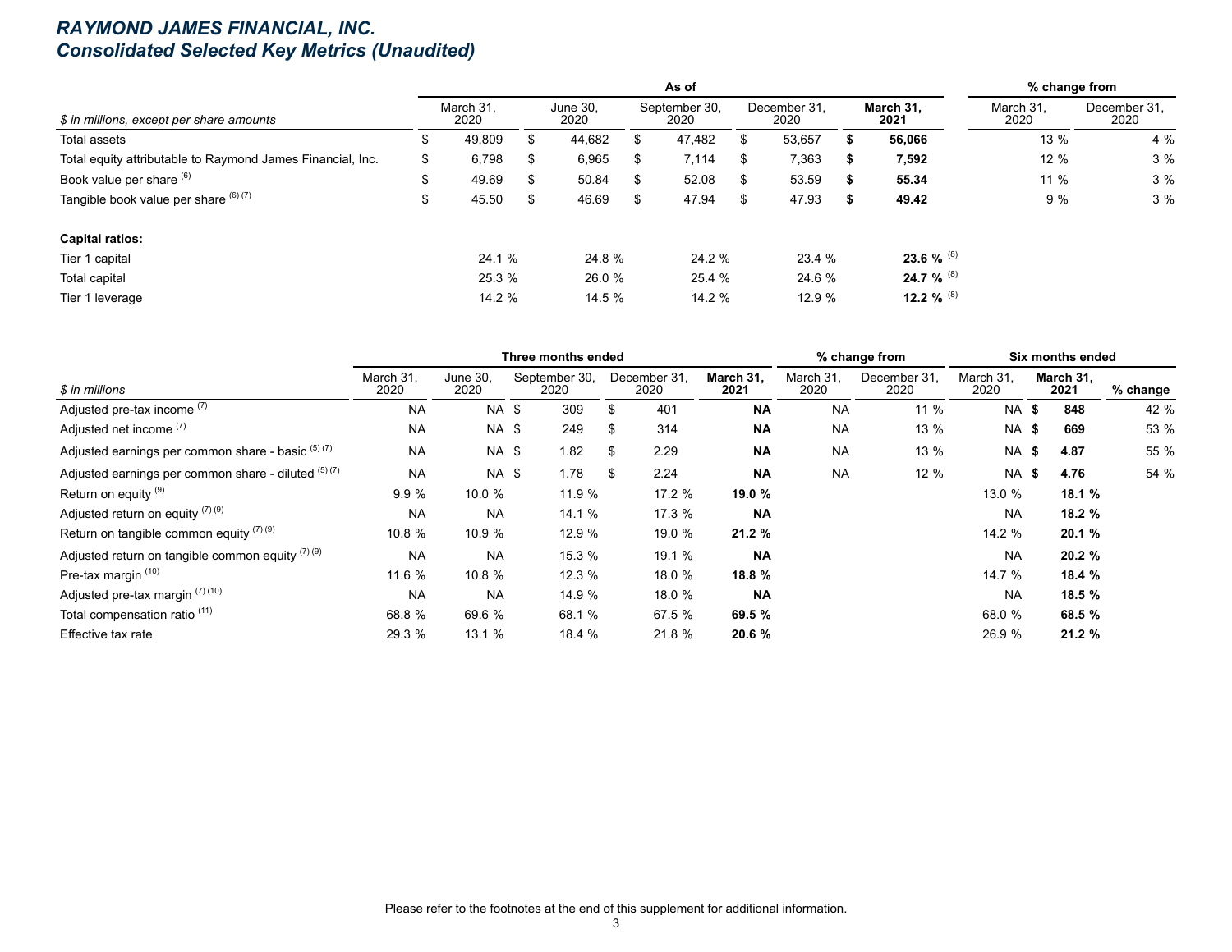# RAYMOND JAMES FINANCIAL, INC.
## Consolidated Selected Key Metrics (Unaudited)

| | As of | | | | | % change from | |
|---|---|---|---|---|---|---|---|
| $ in millions, except per share amounts | March 31, 2020 | June 30, 2020 | September 30, 2020 | December 31, 2020 | **March 31, 2021** | March 31, 2020 | December 31, 2020 |
| Total assets | $ 49,809 | $ 44,682 | $ 47,482 | $ 53,657 | **$ 56,066** | 13 % | 4 % |
| Total equity attributable to Raymond James Financial, Inc. | $ 6,798 | $ 6,965 | $ 7,114 | $ 7,363 | **$ 7,592** | 12 % | 3 % |
| Book value per share [(6)] | $ 49.69 | $ 50.84 | $ 52.08 | $ 53.59 | **$ 55.34** | 11 % | 3 % |
| Tangible book value per share [(6) (7)] | $ 45.50 | $ 46.69 | $ 47.94 | $ 47.93 | **$ 49.42** | 9 % | 3 % |
| | | | | | | | |
| **Capital ratios:** | | | | | | | |
| Tier 1 capital | 24.1 % | 24.8 % | 24.2 % | 23.4 % | **23.6 %** [(8)] | | |
| Total capital | 25.3 % | 26.0 % | 25.4 % | 24.6 % | **24.7 %** [(8)] | | |
| Tier 1 leverage | 14.2 % | 14.5 % | 14.2 % | 12.9 % | **12.2 %** [(8)] | | |

| | Three months ended | | | | | % change from | | Six months ended | | |
|---|---|---|---|---|---|---|---|---|---|---|
| $ in millions | March 31, 2020 | June 30, 2020 | September 30, 2020 | December 31, 2020 | **March 31, 2021** | March 31, 2020 | December 31, 2020 | March 31, 2020 | **March 31, 2021** | % change |
| Adjusted pre-tax income [(7)] | NA | NA | $ 309 | $ 401 | **NA** | NA | 11 % | NA | **$ 848** | 42 % |
| Adjusted net income [(7)] | NA | NA | $ 249 | $ 314 | **NA** | NA | 13 % | NA | **$ 669** | 53 % |
| Adjusted earnings per common share - basic [(5) (7)] | NA | NA | $ 1.82 | $ 2.29 | **NA** | NA | 13 % | NA | **$ 4.87** | 55 % |
| Adjusted earnings per common share - diluted [(5) (7)] | NA | NA | $ 1.78 | $ 2.24 | **NA** | NA | 12 % | NA | **$ 4.76** | 54 % |
| Return on equity [(9)] | 9.9 % | 10.0 % | 11.9 % | 17.2 % | **19.0 %** | | | 13.0 % | **18.1 %** | |
| Adjusted return on equity [(7) (9)] | NA | NA | 14.1 % | 17.3 % | **NA** | | | NA | **18.2 %** | |
| Return on tangible common equity [(7) (9)] | 10.8 % | 10.9 % | 12.9 % | 19.0 % | **21.2 %** | | | 14.2 % | **20.1 %** | |
| Adjusted return on tangible common equity [(7) (9)] | NA | NA | 15.3 % | 19.1 % | **NA** | | | NA | **20.2 %** | |
| Pre-tax margin [(10)] | 11.6 % | 10.8 % | 12.3 % | 18.0 % | **18.8 %** | | | 14.7 % | **18.4 %** | |
| Adjusted pre-tax margin [(7) (10)] | NA | NA | 14.9 % | 18.0 % | **NA** | | | NA | **18.5 %** | |
| Total compensation ratio [(11)] | 68.8 % | 69.6 % | 68.1 % | 67.5 % | **69.5 %** | | | 68.0 % | **68.5 %** | |
| Effective tax rate | 29.3 % | 13.1 % | 18.4 % | 21.8 % | **20.6 %** | | | 26.9 % | **21.2 %** | |

Please refer to the footnotes at the end of this supplement for additional information.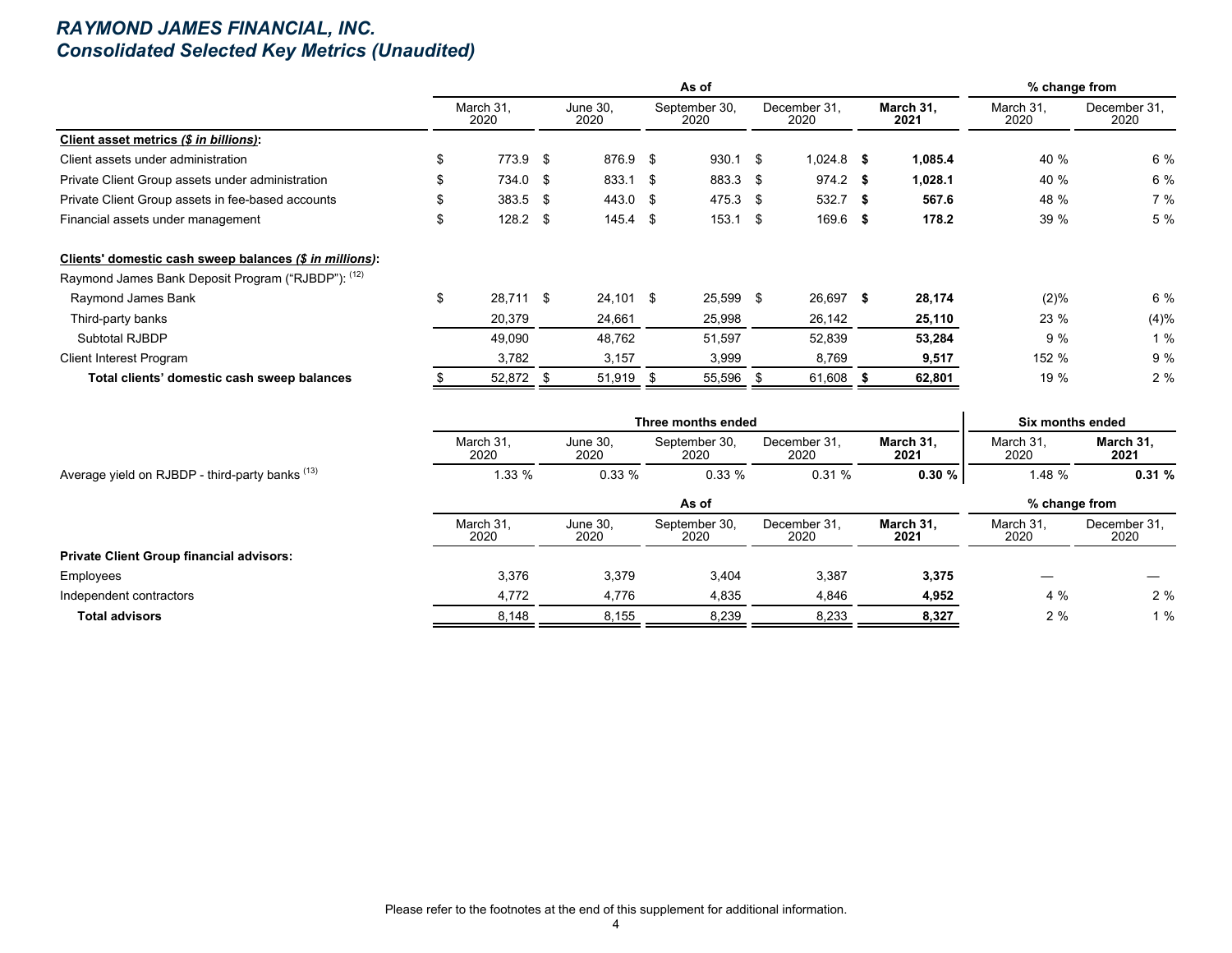# RAYMOND JAMES FINANCIAL, INC.
## Consolidated Selected Key Metrics (Unaudited)

| | As of | | | | | % change from | |
|---|---|---|---|---|---|---|---|
| | March 31, 2020 | June 30, 2020 | September 30, 2020 | December 31, 2020 | **March 31, 2021** | March 31, 2020 | December 31, 2020 |
| **Client asset metrics *($ in billions)*:** | | | | | | | |
| Client assets under administration | $ 773.9 | $ 876.9 | $ 930.1 | $ 1,024.8 | **$ 1,085.4** | 40 % | 6 % |
| Private Client Group assets under administration | $ 734.0 | $ 833.1 | $ 883.3 | $ 974.2 | **$ 1,028.1** | 40 % | 6 % |
| Private Client Group assets in fee-based accounts | $ 383.5 | $ 443.0 | $ 475.3 | $ 532.7 | **$ 567.6** | 48 % | 7 % |
| Financial assets under management | $ 128.2 | $ 145.4 | $ 153.1 | $ 169.6 | **$ 178.2** | 39 % | 5 % |
| | | | | | | | |
| **Clients' domestic cash sweep balances *($ in millions)*:** | | | | | | | |
| Raymond James Bank Deposit Program ("RJBDP"): [12] | | | | | | | |
| Raymond James Bank | $ 28,711 | $ 24,101 | $ 25,599 | $ 26,697 | **$ 28,174** | (2)% | 6 % |
| Third-party banks | 20,379 | 24,661 | 25,998 | 26,142 | **25,110** | 23 % | (4)% |
| Subtotal RJBDP | 49,090 | 48,762 | 51,597 | 52,839 | **53,284** | 9 % | 1 % |
| Client Interest Program | 3,782 | 3,157 | 3,999 | 8,769 | **9,517** | 152 % | 9 % |
| **Total clients' domestic cash sweep balances** | $ 52,872 | $ 51,919 | $ 55,596 | $ 61,608 | **$ 62,801** | 19 % | 2 % |

| | Three months ended | | | | | Six months ended | |
|---|---|---|---|---|---|---|---|
| | March 31, 2020 | June 30, 2020 | September 30, 2020 | December 31, 2020 | **March 31, 2021** | March 31, 2020 | **March 31, 2021** |
| Average yield on RJBDP - third-party banks [13] | 1.33 % | 0.33 % | 0.33 % | 0.31 % | **0.30 %** | 1.48 % | **0.31 %** |

| | As of | | | | | % change from | |
|---|---|---|---|---|---|---|---|
| | March 31, 2020 | June 30, 2020 | September 30, 2020 | December 31, 2020 | **March 31, 2021** | March 31, 2020 | December 31, 2020 |
| **Private Client Group financial advisors:** | | | | | | | |
| Employees | 3,376 | 3,379 | 3,404 | 3,387 | **3,375** | — | — |
| Independent contractors | 4,772 | 4,776 | 4,835 | 4,846 | **4,952** | 4 % | 2 % |
| **Total advisors** | 8,148 | 8,155 | 8,239 | 8,233 | **8,327** | 2 % | 1 % |

Please refer to the footnotes at the end of this supplement for additional information.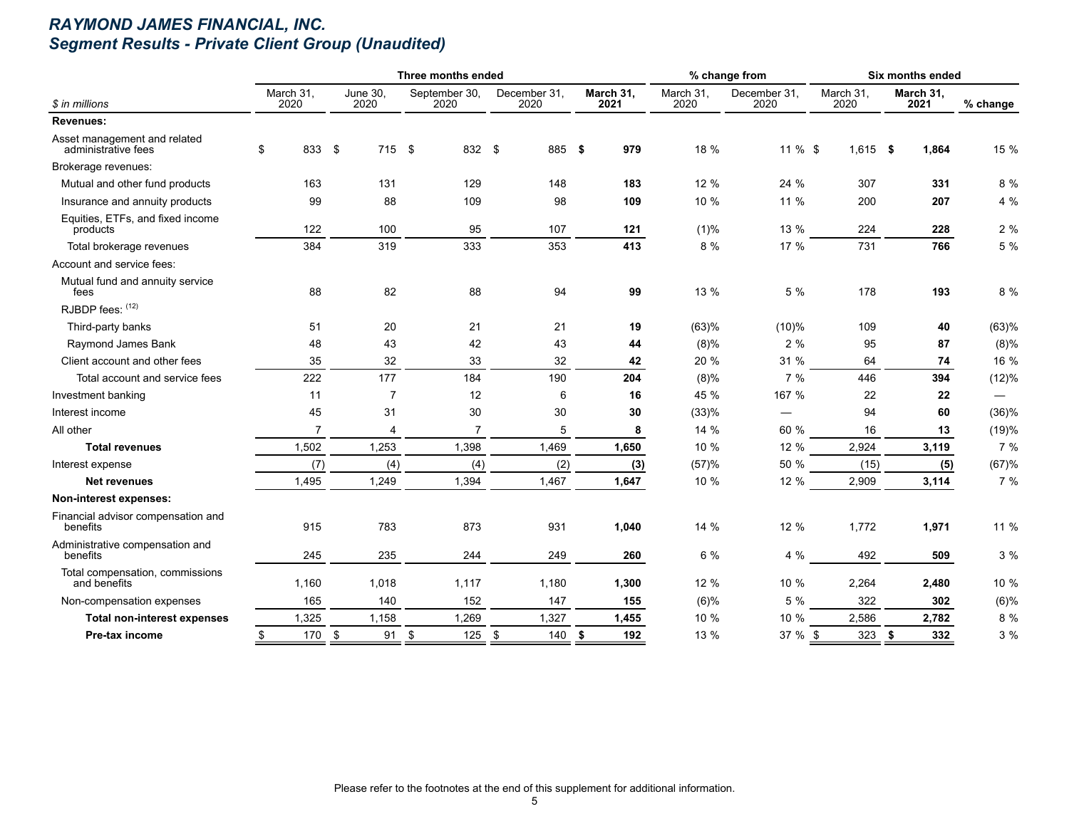# RAYMOND JAMES FINANCIAL, INC.
## Segment Results - Private Client Group (Unaudited)

| $ in millions | Three months ended | | | | | % change from | | Six months ended | | |
|---|---|---|---|---|---|---|---|---|---|---|
| | March 31, 2020 | June 30, 2020 | September 30, 2020 | December 31, 2020 | **March 31, 2021** | March 31, 2020 | December 31, 2020 | March 31, 2020 | **March 31, 2021** | % change |
| **Revenues:** | | | | | | | | | | |
| Asset management and related administrative fees | $ 833 | $ 715 | $ 832 | $ 885 | **$ 979** | 18 % | 11 % | $ 1,615 | **$ 1,864** | 15 % |
| Brokerage revenues: | | | | | | | | | | |
| Mutual and other fund products | 163 | 131 | 129 | 148 | **183** | 12 % | 24 % | 307 | **331** | 8 % |
| Insurance and annuity products | 99 | 88 | 109 | 98 | **109** | 10 % | 11 % | 200 | **207** | 4 % |
| Equities, ETFs, and fixed income products | 122 | 100 | 95 | 107 | **121** | (1)% | 13 % | 224 | **228** | 2 % |
| Total brokerage revenues | 384 | 319 | 333 | 353 | **413** | 8 % | 17 % | 731 | **766** | 5 % |
| Account and service fees: | | | | | | | | | | |
| Mutual fund and annuity service fees | 88 | 82 | 88 | 94 | **99** | 13 % | 5 % | 178 | **193** | 8 % |
| RJBDP fees: [12] | | | | | | | | | | |
| Third-party banks | 51 | 20 | 21 | 21 | **19** | (63)% | (10)% | 109 | **40** | (63)% |
| Raymond James Bank | 48 | 43 | 42 | 43 | **44** | (8)% | 2 % | 95 | **87** | (8)% |
| Client account and other fees | 35 | 32 | 33 | 32 | **42** | 20 % | 31 % | 64 | **74** | 16 % |
| Total account and service fees | 222 | 177 | 184 | 190 | **204** | (8)% | 7 % | 446 | **394** | (12)% |
| Investment banking | 11 | 7 | 12 | 6 | **16** | 45 % | 167 % | 22 | **22** | — |
| Interest income | 45 | 31 | 30 | 30 | **30** | (33)% | — | 94 | **60** | (36)% |
| All other | 7 | 4 | 7 | 5 | **8** | 14 % | 60 % | 16 | **13** | (19)% |
| **Total revenues** | 1,502 | 1,253 | 1,398 | 1,469 | **1,650** | 10 % | 12 % | 2,924 | **3,119** | 7 % |
| Interest expense | (7) | (4) | (4) | (2) | **(3)** | (57)% | 50 % | (15) | **(5)** | (67)% |
| **Net revenues** | 1,495 | 1,249 | 1,394 | 1,467 | **1,647** | 10 % | 12 % | 2,909 | **3,114** | 7 % |
| **Non-interest expenses:** | | | | | | | | | | |
| Financial advisor compensation and benefits | 915 | 783 | 873 | 931 | **1,040** | 14 % | 12 % | 1,772 | **1,971** | 11 % |
| Administrative compensation and benefits | 245 | 235 | 244 | 249 | **260** | 6 % | 4 % | 492 | **509** | 3 % |
| Total compensation, commissions and benefits | 1,160 | 1,018 | 1,117 | 1,180 | **1,300** | 12 % | 10 % | 2,264 | **2,480** | 10 % |
| Non-compensation expenses | 165 | 140 | 152 | 147 | **155** | (6)% | 5 % | 322 | **302** | (6)% |
| **Total non-interest expenses** | 1,325 | 1,158 | 1,269 | 1,327 | **1,455** | 10 % | 10 % | 2,586 | **2,782** | 8 % |
| **Pre-tax income** | $ 170 | $ 91 | $ 125 | $ 140 | **$ 192** | 13 % | 37 % | $ 323 | **$ 332** | 3 % |

Please refer to the footnotes at the end of this supplement for additional information.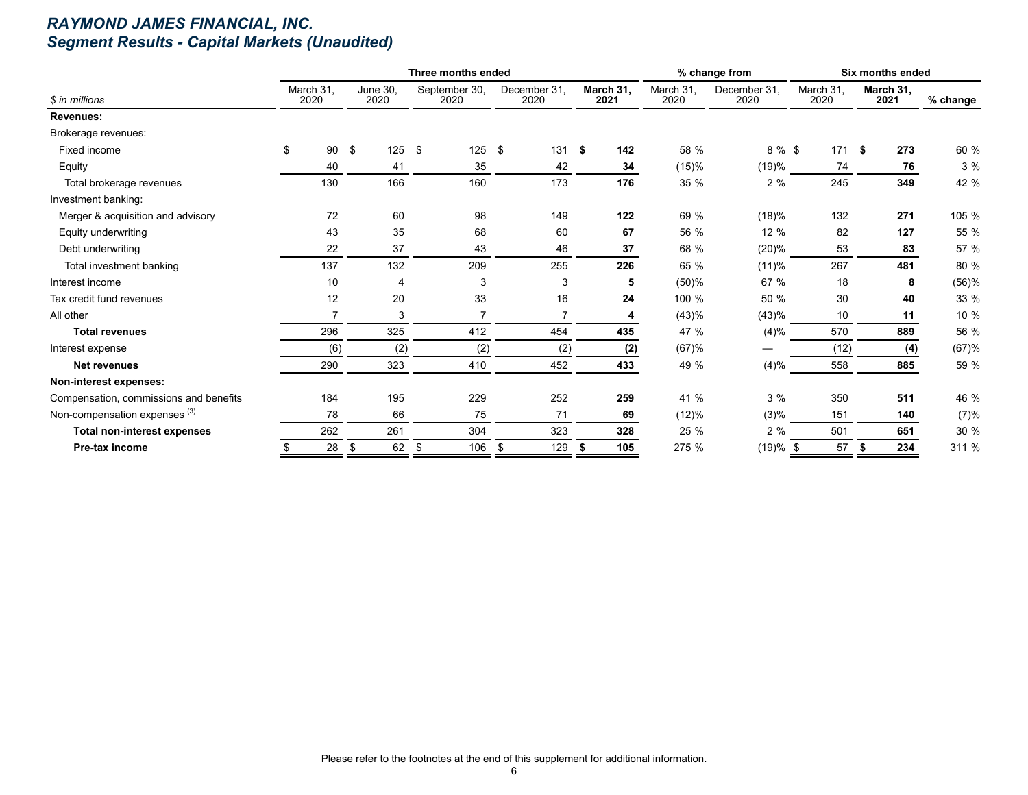# RAYMOND JAMES FINANCIAL, INC.
## Segment Results - Capital Markets (Unaudited)

| | Three months ended | | | | | % change from | | Six months ended | | |
|---|---|---|---|---|---|---|---|---|---|---|
| $ in millions | March 31, 2020 | June 30, 2020 | September 30, 2020 | December 31, 2020 | **March 31, 2021** | March 31, 2020 | December 31, 2020 | March 31, 2020 | **March 31, 2021** | % change |
| **Revenues:** | | | | | | | | | | |
| Brokerage revenues: | | | | | | | | | | |
| Fixed income | $ 90 | $ 125 | $ 125 | $ 131 | **$ 142** | 58 % | 8 % | $ 171 | **$ 273** | 60 % |
| Equity | 40 | 41 | 35 | 42 | **34** | (15)% | (19)% | 74 | **76** | 3 % |
| Total brokerage revenues | 130 | 166 | 160 | 173 | **176** | 35 % | 2 % | 245 | **349** | 42 % |
| Investment banking: | | | | | | | | | | |
| Merger & acquisition and advisory | 72 | 60 | 98 | 149 | **122** | 69 % | (18)% | 132 | **271** | 105 % |
| Equity underwriting | 43 | 35 | 68 | 60 | **67** | 56 % | 12 % | 82 | **127** | 55 % |
| Debt underwriting | 22 | 37 | 43 | 46 | **37** | 68 % | (20)% | 53 | **83** | 57 % |
| Total investment banking | 137 | 132 | 209 | 255 | **226** | 65 % | (11)% | 267 | **481** | 80 % |
| Interest income | 10 | 4 | 3 | 3 | **5** | (50)% | 67 % | 18 | **8** | (56)% |
| Tax credit fund revenues | 12 | 20 | 33 | 16 | **24** | 100 % | 50 % | 30 | **40** | 33 % |
| All other | 7 | 3 | 7 | 7 | **4** | (43)% | (43)% | 10 | **11** | 10 % |
| **Total revenues** | 296 | 325 | 412 | 454 | **435** | 47 % | (4)% | 570 | **889** | 56 % |
| Interest expense | (6) | (2) | (2) | (2) | **(2)** | (67)% | — | (12) | **(4)** | (67)% |
| **Net revenues** | 290 | 323 | 410 | 452 | **433** | 49 % | (4)% | 558 | **885** | 59 % |
| **Non-interest expenses:** | | | | | | | | | | |
| Compensation, commissions and benefits | 184 | 195 | 229 | 252 | **259** | 41 % | 3 % | 350 | **511** | 46 % |
| Non-compensation expenses [3] | 78 | 66 | 75 | 71 | **69** | (12)% | (3)% | 151 | **140** | (7)% |
| **Total non-interest expenses** | 262 | 261 | 304 | 323 | **328** | 25 % | 2 % | 501 | **651** | 30 % |
| **Pre-tax income** | $ 28 | $ 62 | $ 106 | $ 129 | **$ 105** | 275 % | (19)% | $ 57 | **$ 234** | 311 % |

Please refer to the footnotes at the end of this supplement for additional information.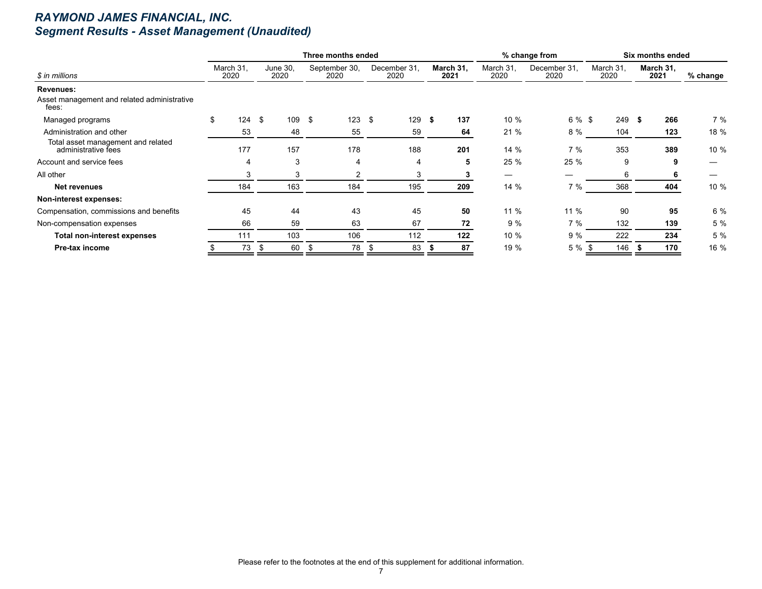# *RAYMOND JAMES FINANCIAL, INC.*
## *Segment Results - Asset Management (Unaudited)*

| | Three months ended | | | | | % change from | | Six months ended | | |
|---|---|---|---|---|---|---|---|---|---|---|
| *$ in millions* | March 31, 2020 | June 30, 2020 | September 30, 2020 | December 31, 2020 | **March 31, 2021** | March 31, 2020 | December 31, 2020 | March 31, 2020 | **March 31, 2021** | % change |
| **Revenues:** | | | | | | | | | | |
| Asset management and related administrative fees: | | | | | | | | | | |
| Managed programs | $ 124 | $ 109 | $ 123 | $ 129 | **$ 137** | 10 % | 6 % | $ 249 | **$ 266** | 7 % |
| Administration and other | 53 | 48 | 55 | 59 | **64** | 21 % | 8 % | 104 | **123** | 18 % |
| Total asset management and related administrative fees | 177 | 157 | 178 | 188 | **201** | 14 % | 7 % | 353 | **389** | 10 % |
| Account and service fees | 4 | 3 | 4 | 4 | **5** | 25 % | 25 % | 9 | **9** | — |
| All other | 3 | 3 | 2 | 3 | **3** | — | — | 6 | **6** | — |
| **Net revenues** | 184 | 163 | 184 | 195 | **209** | 14 % | 7 % | 368 | **404** | 10 % |
| **Non-interest expenses:** | | | | | | | | | | |
| Compensation, commissions and benefits | 45 | 44 | 43 | 45 | **50** | 11 % | 11 % | 90 | **95** | 6 % |
| Non-compensation expenses | 66 | 59 | 63 | 67 | **72** | 9 % | 7 % | 132 | **139** | 5 % |
| **Total non-interest expenses** | 111 | 103 | 106 | 112 | **122** | 10 % | 9 % | 222 | **234** | 5 % |
| **Pre-tax income** | $ 73 | $ 60 | $ 78 | $ 83 | **$ 87** | 19 % | 5 % | $ 146 | **$ 170** | 16 % |

Please refer to the footnotes at the end of this supplement for additional information.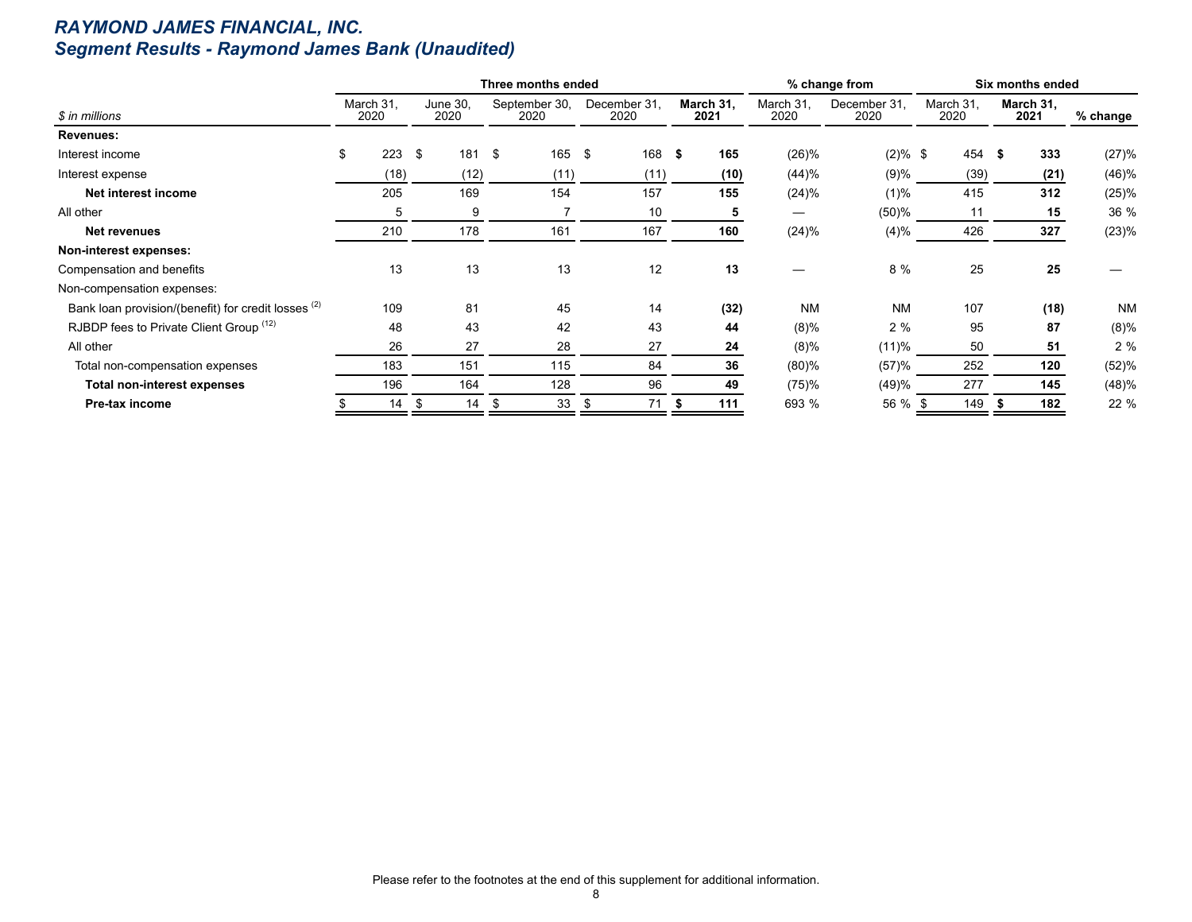# RAYMOND JAMES FINANCIAL, INC.
## Segment Results - Raymond James Bank (Unaudited)

| | Three months ended | | | | | % change from | | Six months ended | | |
|---|---|---|---|---|---|---|---|---|---|---|
| $ in millions | March 31, 2020 | June 30, 2020 | September 30, 2020 | December 31, 2020 | **March 31, 2021** | March 31, 2020 | December 31, 2020 | March 31, 2020 | **March 31, 2021** | % change |
| **Revenues:** | | | | | | | | | | |
| Interest income | $ 223 | $ 181 | $ 165 | $ 168 | **$ 165** | (26)% | (2)% | $ 454 | **$ 333** | (27)% |
| Interest expense | (18) | (12) | (11) | (11) | **(10)** | (44)% | (9)% | (39) | **(21)** | (46)% |
| **Net interest income** | 205 | 169 | 154 | 157 | **155** | (24)% | (1)% | 415 | **312** | (25)% |
| All other | 5 | 9 | 7 | 10 | **5** | — | (50)% | 11 | **15** | 36 % |
| **Net revenues** | 210 | 178 | 161 | 167 | **160** | (24)% | (4)% | 426 | **327** | (23)% |
| **Non-interest expenses:** | | | | | | | | | | |
| Compensation and benefits | 13 | 13 | 13 | 12 | **13** | — | 8 % | 25 | **25** | — |
| Non-compensation expenses: | | | | | | | | | | |
| Bank loan provision/(benefit) for credit losses [(2)] | 109 | 81 | 45 | 14 | **(32)** | NM | NM | 107 | **(18)** | NM |
| RJBDP fees to Private Client Group [(12)] | 48 | 43 | 42 | 43 | **44** | (8)% | 2 % | 95 | **87** | (8)% |
| All other | 26 | 27 | 28 | 27 | **24** | (8)% | (11)% | 50 | **51** | 2 % |
| Total non-compensation expenses | 183 | 151 | 115 | 84 | **36** | (80)% | (57)% | 252 | **120** | (52)% |
| **Total non-interest expenses** | 196 | 164 | 128 | 96 | **49** | (75)% | (49)% | 277 | **145** | (48)% |
| **Pre-tax income** | $ 14 | $ 14 | $ 33 | $ 71 | **$ 111** | 693 % | 56 % | $ 149 | **$ 182** | 22 % |

Please refer to the footnotes at the end of this supplement for additional information.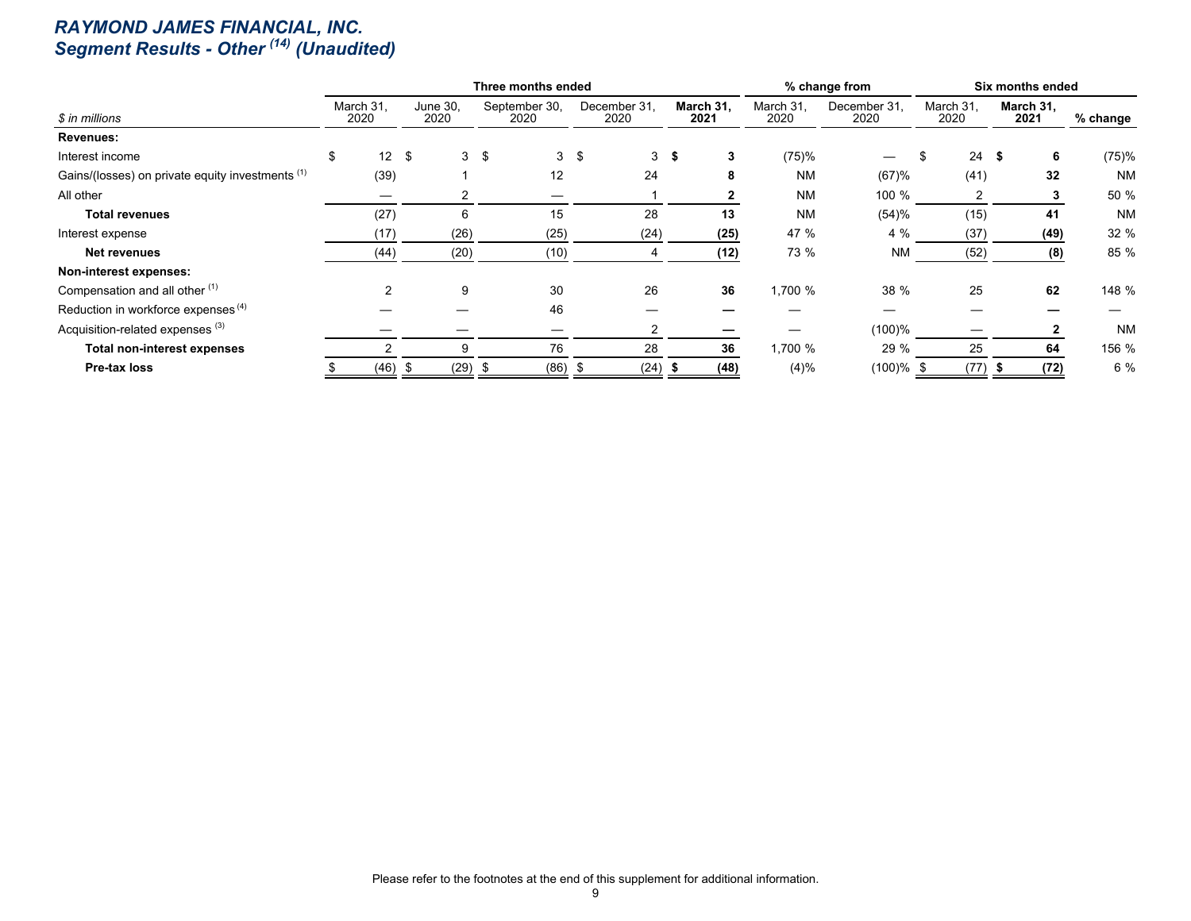# *RAYMOND JAMES FINANCIAL, INC.*
## *Segment Results - Other [14] (Unaudited)*

| | Three months ended | | | | | % change from | | Six months ended | | |
|---|---|---|---|---|---|---|---|---|---|---|
| $ in millions | March 31, 2020 | June 30, 2020 | September 30, 2020 | December 31, 2020 | **March 31, 2021** | March 31, 2020 | December 31, 2020 | March 31, 2020 | **March 31, 2021** | % change |
| **Revenues:** | | | | | | | | | | |
| Interest income | $ 12 | $ 3 | $ 3 | $ 3 | **$ 3** | (75)% | — | $ 24 | **$ 6** | (75)% |
| Gains/(losses) on private equity investments [1] | (39) | 1 | 12 | 24 | **8** | NM | (67)% | (41) | **32** | NM |
| All other | — | 2 | — | 1 | **2** | NM | 100 % | 2 | **3** | 50 % |
| **Total revenues** | (27) | 6 | 15 | 28 | **13** | NM | (54)% | (15) | **41** | NM |
| Interest expense | (17) | (26) | (25) | (24) | **(25)** | 47 % | 4 % | (37) | **(49)** | 32 % |
| **Net revenues** | (44) | (20) | (10) | 4 | **(12)** | 73 % | NM | (52) | **(8)** | 85 % |
| **Non-interest expenses:** | | | | | | | | | | |
| Compensation and all other [1] | 2 | 9 | 30 | 26 | **36** | 1,700 % | 38 % | 25 | **62** | 148 % |
| Reduction in workforce expenses [4] | — | — | 46 | — | **—** | — | — | — | **—** | — |
| Acquisition-related expenses [3] | — | — | — | 2 | **—** | — | (100)% | — | **2** | NM |
| **Total non-interest expenses** | 2 | 9 | 76 | 28 | **36** | 1,700 % | 29 % | 25 | **64** | 156 % |
| **Pre-tax loss** | $ (46) | $ (29) | $ (86) | $ (24) | **$ (48)** | (4)% | (100)% | $ (77) | **$ (72)** | 6 % |

Please refer to the footnotes at the end of this supplement for additional information.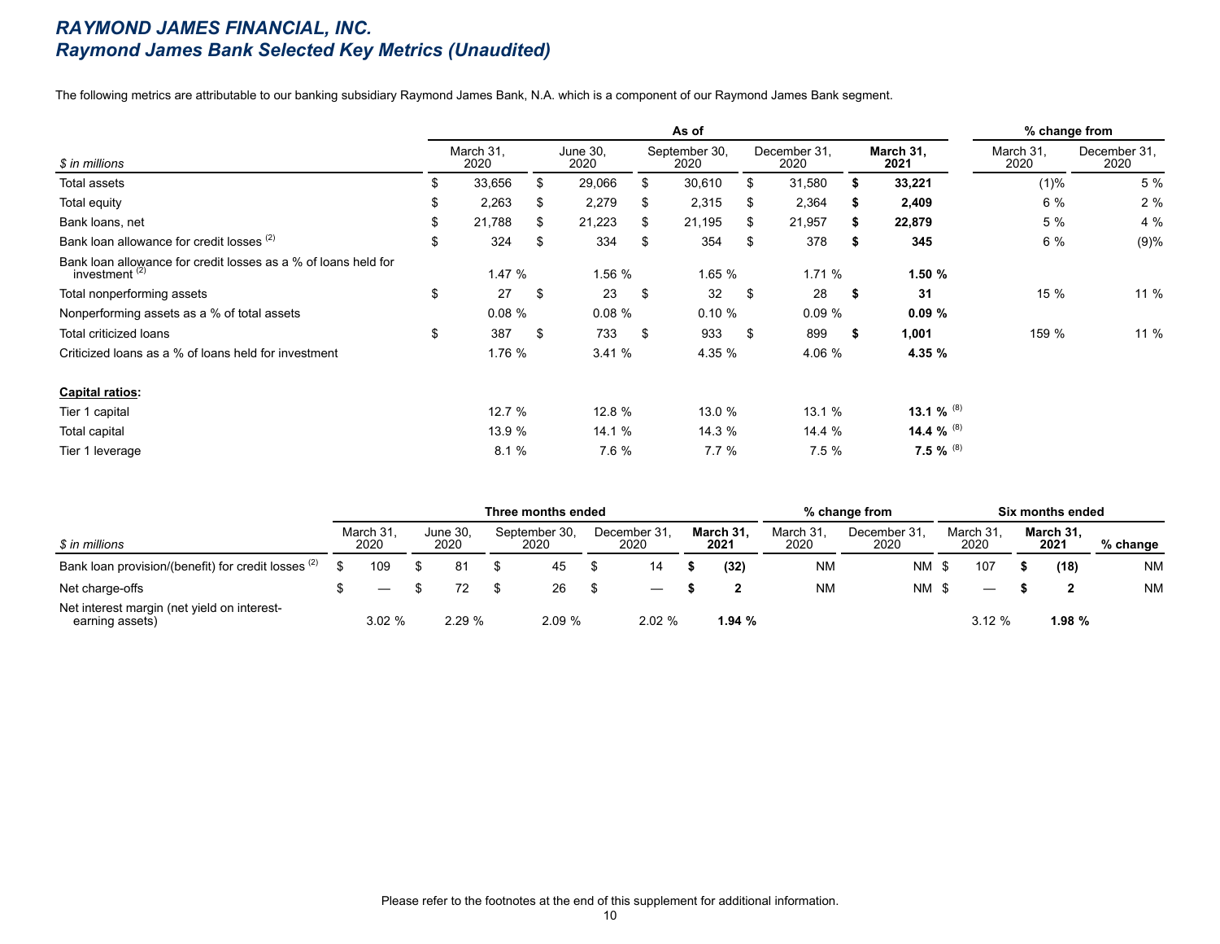# RAYMOND JAMES FINANCIAL, INC.
## Raymond James Bank Selected Key Metrics (Unaudited)

The following metrics are attributable to our banking subsidiary Raymond James Bank, N.A. which is a component of our Raymond James Bank segment.

| | As of | | | | | % change from | |
|---|---|---|---|---|---|---|---|
| *$ in millions* | March 31, 2020 | June 30, 2020 | September 30, 2020 | December 31, 2020 | **March 31, 2021** | March 31, 2020 | December 31, 2020 |
| Total assets | $ 33,656 | $ 29,066 | $ 30,610 | $ 31,580 | **$ 33,221** | (1)% | 5 % |
| Total equity | $ 2,263 | $ 2,279 | $ 2,315 | $ 2,364 | **$ 2,409** | 6 % | 2 % |
| Bank loans, net | $ 21,788 | $ 21,223 | $ 21,195 | $ 21,957 | **$ 22,879** | 5 % | 4 % |
| Bank loan allowance for credit losses [2] | $ 324 | $ 334 | $ 354 | $ 378 | **$ 345** | 6 % | (9)% |
| Bank loan allowance for credit losses as a % of loans held for investment [2] | 1.47 % | 1.56 % | 1.65 % | 1.71 % | **1.50 %** | | |
| Total nonperforming assets | $ 27 | $ 23 | $ 32 | $ 28 | **$ 31** | 15 % | 11 % |
| Nonperforming assets as a % of total assets | 0.08 % | 0.08 % | 0.10 % | 0.09 % | **0.09 %** | | |
| Total criticized loans | $ 387 | $ 733 | $ 933 | $ 899 | **$ 1,001** | 159 % | 11 % |
| Criticized loans as a % of loans held for investment | 1.76 % | 3.41 % | 4.35 % | 4.06 % | **4.35 %** | | |
| **Capital ratios:** | | | | | | | |
| Tier 1 capital | 12.7 % | 12.8 % | 13.0 % | 13.1 % | **13.1 %** [8] | | |
| Total capital | 13.9 % | 14.1 % | 14.3 % | 14.4 % | **14.4 %** [8] | | |
| Tier 1 leverage | 8.1 % | 7.6 % | 7.7 % | 7.5 % | **7.5 %** [8] | | |

| | Three months ended | | | | | % change from | | Six months ended | | |
|---|---|---|---|---|---|---|---|---|---|---|
| *$ in millions* | March 31, 2020 | June 30, 2020 | September 30, 2020 | December 31, 2020 | **March 31, 2021** | March 31, 2020 | December 31, 2020 | March 31, 2020 | **March 31, 2021** | % change |
| Bank loan provision/(benefit) for credit losses [2] | $ 109 | $ 81 | $ 45 | $ 14 | **$ (32)** | NM | NM | $ 107 | **$ (18)** | NM |
| Net charge-offs | $ — | $ 72 | $ 26 | $ — | **$ 2** | NM | NM | $ — | **$ 2** | NM |
| Net interest margin (net yield on interest-earning assets) | 3.02 % | 2.29 % | 2.09 % | 2.02 % | **1.94 %** | | | 3.12 % | **1.98 %** | |

Please refer to the footnotes at the end of this supplement for additional information.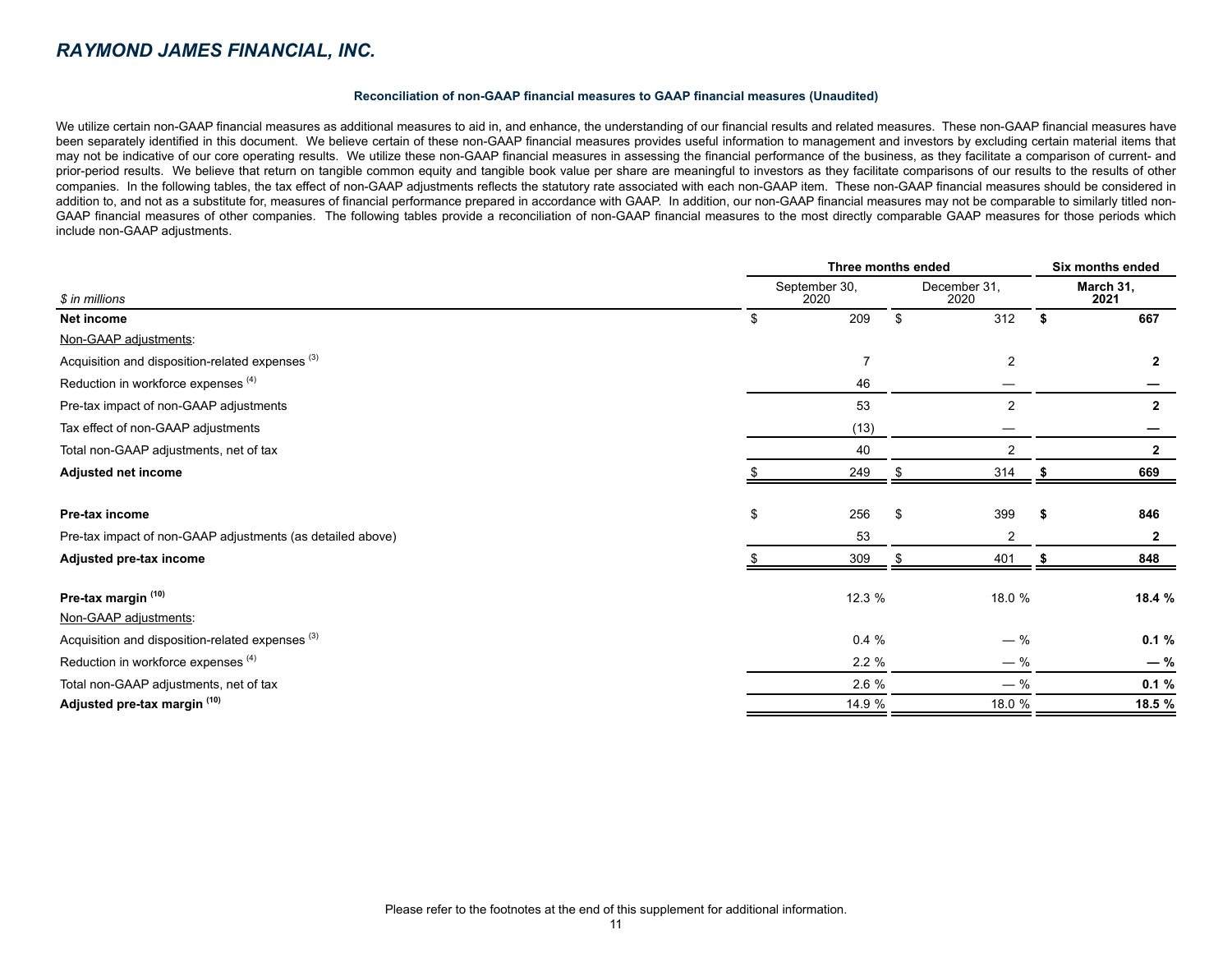# RAYMOND JAMES FINANCIAL, INC.

**Reconciliation of non-GAAP financial measures to GAAP financial measures (Unaudited)**

We utilize certain non-GAAP financial measures as additional measures to aid in, and enhance, the understanding of our financial results and related measures. These non-GAAP financial measures have been separately identified in this document. We believe certain of these non-GAAP financial measures provides useful information to management and investors by excluding certain material items that may not be indicative of our core operating results. We utilize these non-GAAP financial measures in assessing the financial performance of the business, as they facilitate a comparison of current- and prior-period results. We believe that return on tangible common equity and tangible book value per share are meaningful to investors as they facilitate comparisons of our results to the results of other companies. In the following tables, the tax effect of non-GAAP adjustments reflects the statutory rate associated with each non-GAAP item. These non-GAAP financial measures should be considered in addition to, and not as a substitute for, measures of financial performance prepared in accordance with GAAP. In addition, our non-GAAP financial measures may not be comparable to similarly titled non-GAAP financial measures of other companies. The following tables provide a reconciliation of non-GAAP financial measures to the most directly comparable GAAP measures for those periods which include non-GAAP adjustments.

| *$ in millions* | Three months ended September 30, 2020 | Three months ended December 31, 2020 | Six months ended **March 31, 2021** |
|---|---|---|---|
| **Net income** | $ 209 | $ 312 | **$ 667** |
| Non-GAAP adjustments: | | | |
| Acquisition and disposition-related expenses [3] | 7 | 2 | **2** |
| Reduction in workforce expenses [4] | 46 | — | **—** |
| Pre-tax impact of non-GAAP adjustments | 53 | 2 | **2** |
| Tax effect of non-GAAP adjustments | (13) | — | **—** |
| Total non-GAAP adjustments, net of tax | 40 | 2 | **2** |
| **Adjusted net income** | $ 249 | $ 314 | **$ 669** |
| | | | |
| **Pre-tax income** | $ 256 | $ 399 | **$ 846** |
| Pre-tax impact of non-GAAP adjustments (as detailed above) | 53 | 2 | **2** |
| **Adjusted pre-tax income** | $ 309 | $ 401 | **$ 848** |
| | | | |
| **Pre-tax margin [10]** | 12.3 % | 18.0 % | **18.4 %** |
| Non-GAAP adjustments: | | | |
| Acquisition and disposition-related expenses [3] | 0.4 % | — % | **0.1 %** |
| Reduction in workforce expenses [4] | 2.2 % | — % | **— %** |
| Total non-GAAP adjustments, net of tax | 2.6 % | — % | **0.1 %** |
| **Adjusted pre-tax margin [10]** | 14.9 % | 18.0 % | **18.5 %** |

Please refer to the footnotes at the end of this supplement for additional information.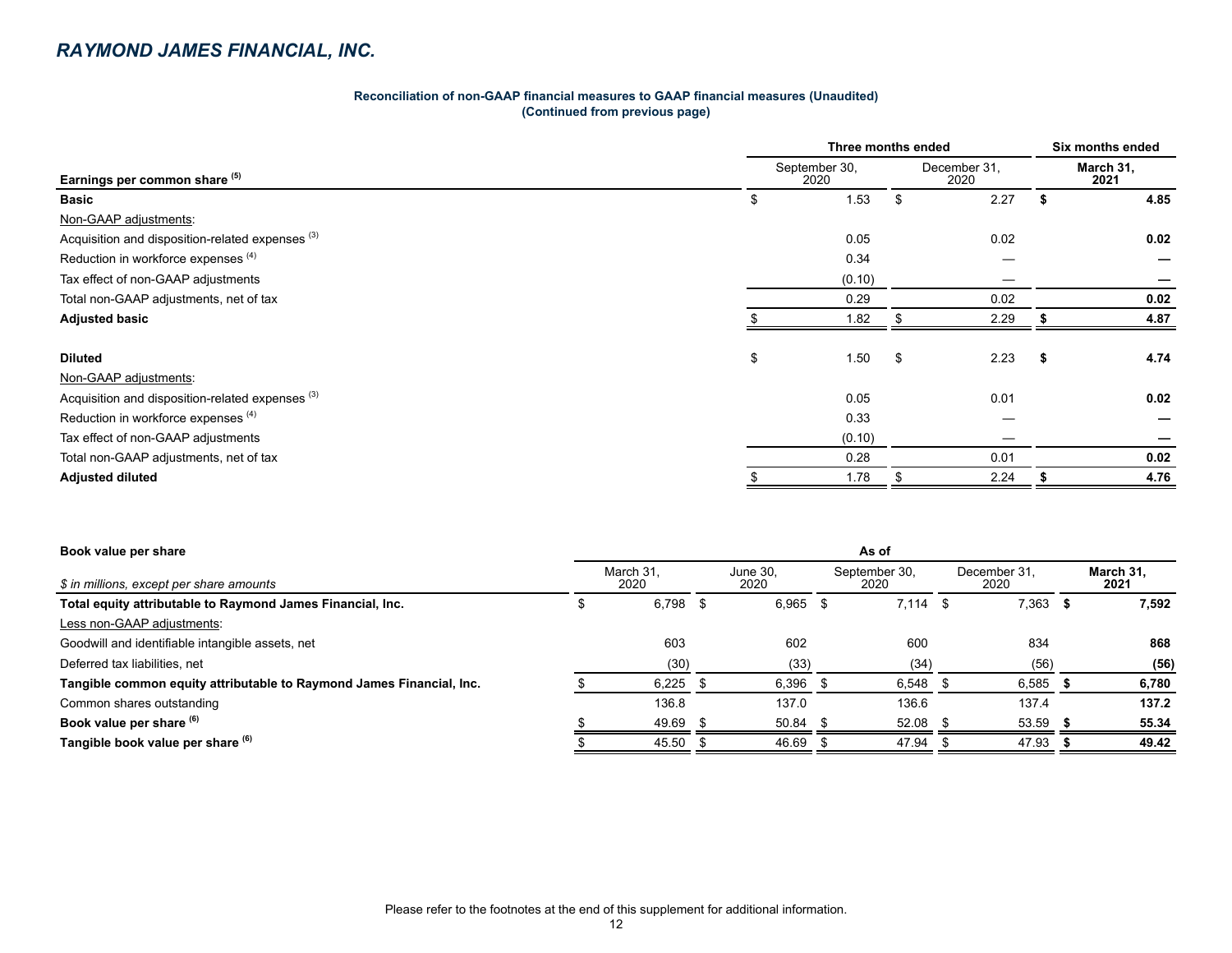## RAYMOND JAMES FINANCIAL, INC.

**Reconciliation of non-GAAP financial measures to GAAP financial measures (Unaudited)**
**(Continued from previous page)**

| Earnings per common share [5] | Three months ended September 30, 2020 | Three months ended December 31, 2020 | Six months ended March 31, 2021 |
|---|---|---|---|
| **Basic** | $ 1.53 | $ 2.27 | **$ 4.85** |
| Non-GAAP adjustments: | | | |
| Acquisition and disposition-related expenses [3] | 0.05 | 0.02 | **0.02** |
| Reduction in workforce expenses [4] | 0.34 | — | **—** |
| Tax effect of non-GAAP adjustments | (0.10) | — | **—** |
| Total non-GAAP adjustments, net of tax | 0.29 | 0.02 | **0.02** |
| **Adjusted basic** | $ 1.82 | $ 2.29 | **$ 4.87** |
| | | | |
| **Diluted** | $ 1.50 | $ 2.23 | **$ 4.74** |
| Non-GAAP adjustments: | | | |
| Acquisition and disposition-related expenses [3] | 0.05 | 0.01 | **0.02** |
| Reduction in workforce expenses [4] | 0.33 | — | **—** |
| Tax effect of non-GAAP adjustments | (0.10) | — | **—** |
| Total non-GAAP adjustments, net of tax | 0.28 | 0.01 | **0.02** |
| **Adjusted diluted** | $ 1.78 | $ 2.24 | **$ 4.76** |

| **Book value per share** | As of | | | | |
|---|---|---|---|---|---|
| *$ in millions, except per share amounts* | March 31, 2020 | June 30, 2020 | September 30, 2020 | December 31, 2020 | **March 31, 2021** |
| **Total equity attributable to Raymond James Financial, Inc.** | $ 6,798 | $ 6,965 | $ 7,114 | $ 7,363 | **$ 7,592** |
| Less non-GAAP adjustments: | | | | | |
| Goodwill and identifiable intangible assets, net | 603 | 602 | 600 | 834 | **868** |
| Deferred tax liabilities, net | (30) | (33) | (34) | (56) | **(56)** |
| **Tangible common equity attributable to Raymond James Financial, Inc.** | $ 6,225 | $ 6,396 | $ 6,548 | $ 6,585 | **$ 6,780** |
| Common shares outstanding | 136.8 | 137.0 | 136.6 | 137.4 | **137.2** |
| **Book value per share** [6] | $ 49.69 | $ 50.84 | $ 52.08 | $ 53.59 | **$ 55.34** |
| **Tangible book value per share** [6] | $ 45.50 | $ 46.69 | $ 47.94 | $ 47.93 | **$ 49.42** |

Please refer to the footnotes at the end of this supplement for additional information.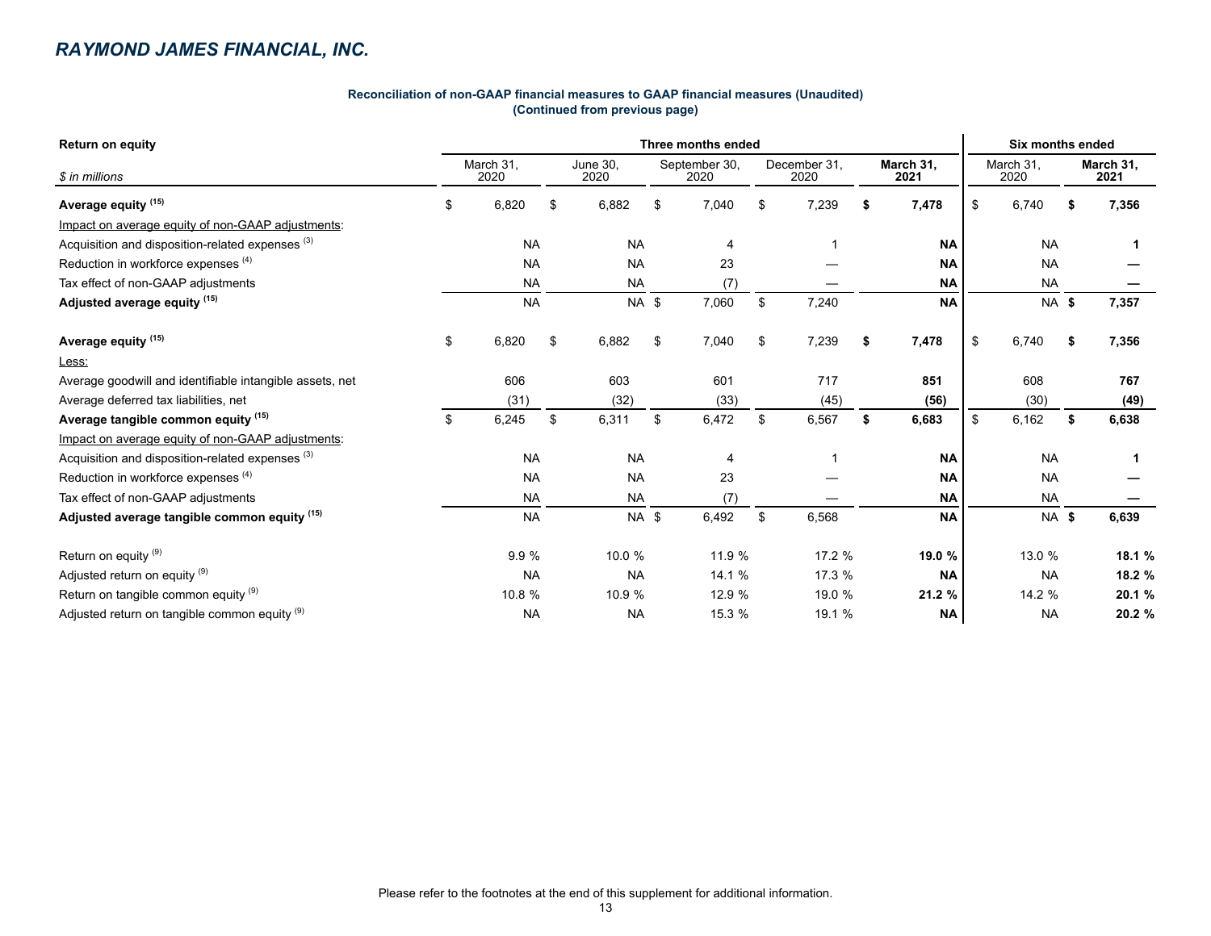## RAYMOND JAMES FINANCIAL, INC.

**Reconciliation of non-GAAP financial measures to GAAP financial measures (Unaudited)**
**(Continued from previous page)**

| **Return on equity** | Three months ended | | | | | Six months ended | |
|---|---|---|---|---|---|---|---|
| *$ in millions* | March 31, 2020 | June 30, 2020 | September 30, 2020 | December 31, 2020 | **March 31, 2021** | March 31, 2020 | **March 31, 2021** |
| **Average equity [15]** | $ 6,820 | $ 6,882 | $ 7,040 | $ 7,239 | **$ 7,478** | $ 6,740 | **$ 7,356** |
| Impact on average equity of non-GAAP adjustments: | | | | | | | |
| Acquisition and disposition-related expenses [3] | NA | NA | 4 | 1 | **NA** | NA | **1** |
| Reduction in workforce expenses [4] | NA | NA | 23 | — | **NA** | NA | **—** |
| Tax effect of non-GAAP adjustments | NA | NA | (7) | — | **NA** | NA | **—** |
| **Adjusted average equity [15]** | NA | NA | $ 7,060 | $ 7,240 | **NA** | NA | **$ 7,357** |
| | | | | | | | |
| **Average equity [15]** | $ 6,820 | $ 6,882 | $ 7,040 | $ 7,239 | **$ 7,478** | $ 6,740 | **$ 7,356** |
| Less: | | | | | | | |
| Average goodwill and identifiable intangible assets, net | 606 | 603 | 601 | 717 | **851** | 608 | **767** |
| Average deferred tax liabilities, net | (31) | (32) | (33) | (45) | **(56)** | (30) | **(49)** |
| **Average tangible common equity [15]** | $ 6,245 | $ 6,311 | $ 6,472 | $ 6,567 | **$ 6,683** | $ 6,162 | **$ 6,638** |
| Impact on average equity of non-GAAP adjustments: | | | | | | | |
| Acquisition and disposition-related expenses [3] | NA | NA | 4 | 1 | **NA** | NA | **1** |
| Reduction in workforce expenses [4] | NA | NA | 23 | — | **NA** | NA | **—** |
| Tax effect of non-GAAP adjustments | NA | NA | (7) | — | **NA** | NA | **—** |
| **Adjusted average tangible common equity [15]** | NA | NA | $ 6,492 | $ 6,568 | **NA** | NA | **$ 6,639** |
| | | | | | | | |
| Return on equity [9] | 9.9 % | 10.0 % | 11.9 % | 17.2 % | **19.0 %** | 13.0 % | **18.1 %** |
| Adjusted return on equity [9] | NA | NA | 14.1 % | 17.3 % | **NA** | NA | **18.2 %** |
| Return on tangible common equity [9] | 10.8 % | 10.9 % | 12.9 % | 19.0 % | **21.2 %** | 14.2 % | **20.1 %** |
| Adjusted return on tangible common equity [9] | NA | NA | 15.3 % | 19.1 % | **NA** | NA | **20.2 %** |

Please refer to the footnotes at the end of this supplement for additional information.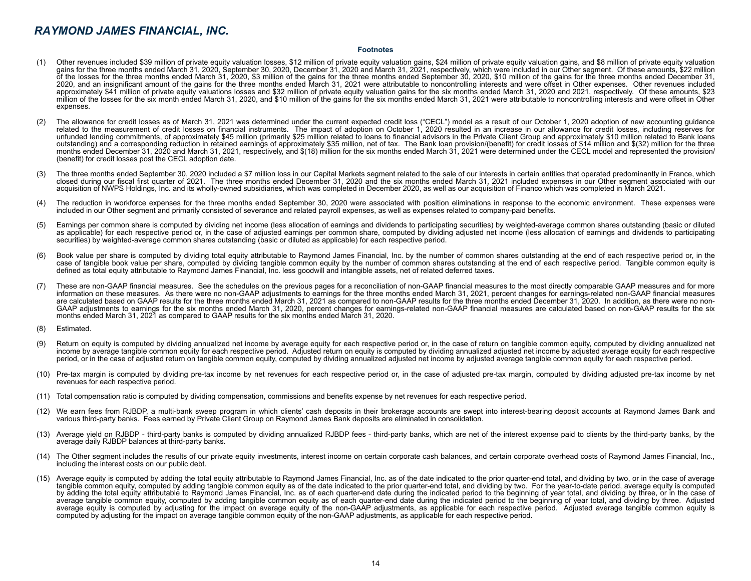# RAYMOND JAMES FINANCIAL, INC.

## Footnotes

(1) Other revenues included $39 million of private equity valuation losses, $12 million of private equity valuation gains, $24 million of private equity valuation gains, and $8 million of private equity valuation gains for the three months ended March 31, 2020, September 30, 2020, December 31, 2020 and March 31, 2021, respectively, which were included in our Other segment. Of these amounts, $22 million of the losses for the three months ended March 31, 2020, $3 million of the gains for the three months ended September 30, 2020, $10 million of the gains for the three months ended December 31, 2020, and an insignificant amount of the gains for the three months ended March 31, 2021 were attributable to noncontrolling interests and were offset in Other expenses. Other revenues included approximately $41 million of private equity valuations losses and $32 million of private equity valuation gains for the six months ended March 31, 2020 and 2021, respectively. Of these amounts, $23 million of the losses for the six month ended March 31, 2020, and $10 million of the gains for the six months ended March 31, 2021 were attributable to noncontrolling interests and were offset in Other expenses.

(2) The allowance for credit losses as of March 31, 2021 was determined under the current expected credit loss ("CECL") model as a result of our October 1, 2020 adoption of new accounting guidance related to the measurement of credit losses on financial instruments. The impact of adoption on October 1, 2020 resulted in an increase in our allowance for credit losses, including reserves for unfunded lending commitments, of approximately $45 million (primarily $25 million related to loans to financial advisors in the Private Client Group and approximately $10 million related to Bank loans outstanding) and a corresponding reduction in retained earnings of approximately $35 million, net of tax. The Bank loan provision/(benefit) for credit losses of $14 million and $(32) million for the three months ended December 31, 2020 and March 31, 2021, respectively, and $(18) million for the six months ended March 31, 2021 were determined under the CECL model and represented the provision/(benefit) for credit losses post the CECL adoption date.

(3) The three months ended September 30, 2020 included a $7 million loss in our Capital Markets segment related to the sale of our interests in certain entities that operated predominantly in France, which closed during our fiscal first quarter of 2021. The three months ended December 31, 2020 and the six months ended March 31, 2021 included expenses in our Other segment associated with our acquisition of NWPS Holdings, Inc. and its wholly-owned subsidiaries, which was completed in December 2020, as well as our acquisition of Financo which was completed in March 2021.

(4) The reduction in workforce expenses for the three months ended September 30, 2020 were associated with position eliminations in response to the economic environment. These expenses were included in our Other segment and primarily consisted of severance and related payroll expenses, as well as expenses related to company-paid benefits.

(5) Earnings per common share is computed by dividing net income (less allocation of earnings and dividends to participating securities) by weighted-average common shares outstanding (basic or diluted as applicable) for each respective period or, in the case of adjusted earnings per common share, computed by dividing adjusted net income (less allocation of earnings and dividends to participating securities) by weighted-average common shares outstanding (basic or diluted as applicable) for each respective period.

(6) Book value per share is computed by dividing total equity attributable to Raymond James Financial, Inc. by the number of common shares outstanding at the end of each respective period or, in the case of tangible book value per share, computed by dividing tangible common equity by the number of common shares outstanding at the end of each respective period. Tangible common equity is defined as total equity attributable to Raymond James Financial, Inc. less goodwill and intangible assets, net of related deferred taxes.

(7) These are non-GAAP financial measures. See the schedules on the previous pages for a reconciliation of non-GAAP financial measures to the most directly comparable GAAP measures and for more information on these measures. As there were no non-GAAP adjustments to earnings for the three months ended March 31, 2021, percent changes for earnings-related non-GAAP financial measures are calculated based on GAAP results for the three months ended March 31, 2021 as compared to non-GAAP results for the three months ended December 31, 2020. In addition, as there were no non-GAAP adjustments to earnings for the six months ended March 31, 2020, percent changes for earnings-related non-GAAP financial measures are calculated based on non-GAAP results for the six months ended March 31, 2021 as compared to GAAP results for the six months ended March 31, 2020.

(8) Estimated.

(9) Return on equity is computed by dividing annualized net income by average equity for each respective period or, in the case of return on tangible common equity, computed by dividing annualized net income by average tangible common equity for each respective period. Adjusted return on equity is computed by dividing annualized adjusted net income by adjusted average equity for each respective period, or in the case of adjusted return on tangible common equity, computed by dividing annualized adjusted net income by adjusted average tangible common equity for each respective period.

(10) Pre-tax margin is computed by dividing pre-tax income by net revenues for each respective period or, in the case of adjusted pre-tax margin, computed by dividing adjusted pre-tax income by net revenues for each respective period.

(11) Total compensation ratio is computed by dividing compensation, commissions and benefits expense by net revenues for each respective period.

(12) We earn fees from RJBDP, a multi-bank sweep program in which clients' cash deposits in their brokerage accounts are swept into interest-bearing deposit accounts at Raymond James Bank and various third-party banks. Fees earned by Private Client Group on Raymond James Bank deposits are eliminated in consolidation.

(13) Average yield on RJBDP - third-party banks is computed by dividing annualized RJBDP fees - third-party banks, which are net of the interest expense paid to clients by the third-party banks, by the average daily RJBDP balances at third-party banks.

(14) The Other segment includes the results of our private equity investments, interest income on certain corporate cash balances, and certain corporate overhead costs of Raymond James Financial, Inc., including the interest costs on our public debt.

(15) Average equity is computed by adding the total equity attributable to Raymond James Financial, Inc. as of the date indicated to the prior quarter-end total, and dividing by two, or in the case of average tangible common equity, computed by adding tangible common equity as of the date indicated to the prior quarter-end total, and dividing by two. For the year-to-date period, average equity is computed by adding the total equity attributable to Raymond James Financial, Inc. as of each quarter-end date during the indicated period to the beginning of year total, and dividing by three, or in the case of average tangible common equity, computed by adding tangible common equity as of each quarter-end date during the indicated period to the beginning of year total, and dividing by three. Adjusted average equity is computed by adjusting for the impact on average equity of the non-GAAP adjustments, as applicable for each respective period. Adjusted average tangible common equity is computed by adjusting for the impact on average tangible common equity of the non-GAAP adjustments, as applicable for each respective period.